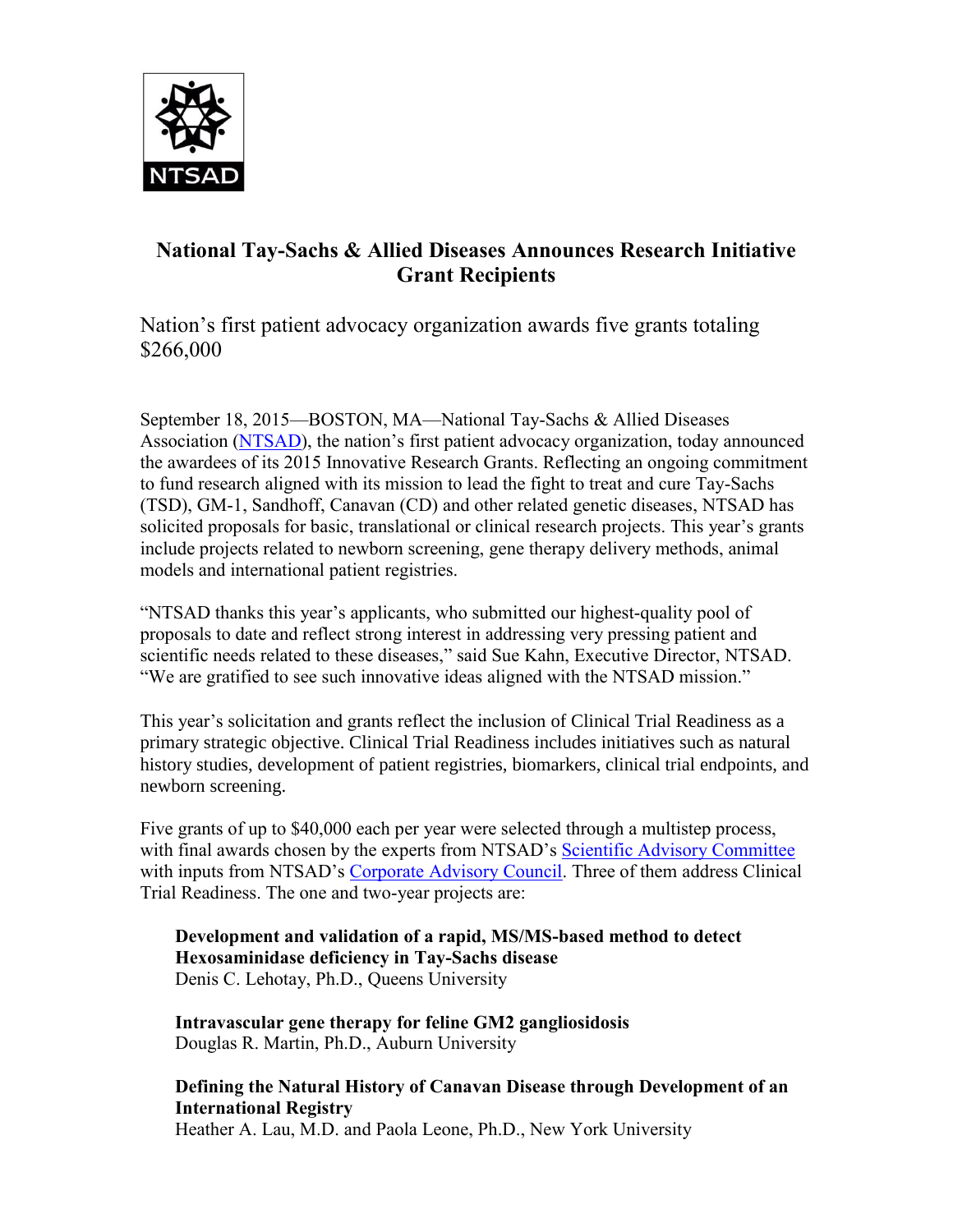NTSAD

# National Tay-Sachs & Allied Diseases Announces Research Initiative Grant Recipients

Nation's first patient advocacy organization awards five grants totaling $266,000

September 18, 2015—BOSTON, MA—National Tay-Sachs & Allied Diseases Association (NTSAD), the nation's first patient advocacy organization, today announced the awardees of its 2015 Innovative Research Grants. Reflecting an ongoing commitment to fund research aligned with its mission to lead the fight to treat and cure Tay-Sachs (TSD), GM-1, Sandhoff, Canavan (CD) and other related genetic diseases, NTSAD has solicited proposals for basic, translational or clinical research projects. This year's grants include projects related to newborn screening, gene therapy delivery methods, animal models and international patient registries.

"NTSAD thanks this year's applicants, who submitted our highest-quality pool of proposals to date and reflect strong interest in addressing very pressing patient and scientific needs related to these diseases," said Sue Kahn, Executive Director, NTSAD. "We are gratified to see such innovative ideas aligned with the NTSAD mission."

This year's solicitation and grants reflect the inclusion of Clinical Trial Readiness as a primary strategic objective. Clinical Trial Readiness includes initiatives such as natural history studies, development of patient registries, biomarkers, clinical trial endpoints, and newborn screening.

Five grants of up to $40,000 each per year were selected through a multistep process, with final awards chosen by the experts from NTSAD's Scientific Advisory Committee with inputs from NTSAD's Corporate Advisory Council. Three of them address Clinical Trial Readiness. The one and two-year projects are:

**Development and validation of a rapid, MS/MS-based method to detect Hexosaminidase deficiency in Tay-Sachs disease**
Denis C. Lehotay, Ph.D., Queens University

**Intravascular gene therapy for feline GM2 gangliosidosis**
Douglas R. Martin, Ph.D., Auburn University

**Defining the Natural History of Canavan Disease through Development of an International Registry**
Heather A. Lau, M.D. and Paola Leone, Ph.D., New York University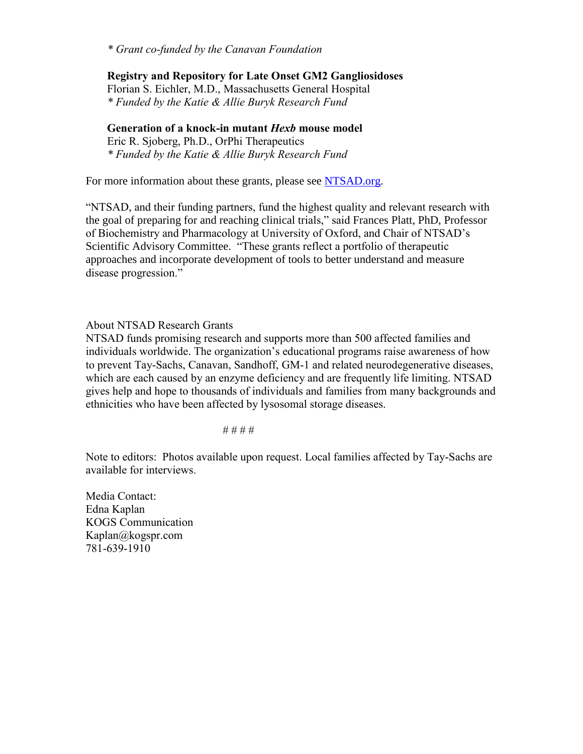*\* Grant co-funded by the Canavan Foundation*

**Registry and Repository for Late Onset GM2 Gangliosidoses**
Florian S. Eichler, M.D., Massachusetts General Hospital
*\* Funded by the Katie & Allie Buryk Research Fund*

**Generation of a knock-in mutant *Hexb* mouse model**
Eric R. Sjoberg, Ph.D., OrPhi Therapeutics
*\* Funded by the Katie & Allie Buryk Research Fund*

For more information about these grants, please see [NTSAD.org](NTSAD.org).

"NTSAD, and their funding partners, fund the highest quality and relevant research with the goal of preparing for and reaching clinical trials," said Frances Platt, PhD, Professor of Biochemistry and Pharmacology at University of Oxford, and Chair of NTSAD's Scientific Advisory Committee. "These grants reflect a portfolio of therapeutic approaches and incorporate development of tools to better understand and measure disease progression."

About NTSAD Research Grants
NTSAD funds promising research and supports more than 500 affected families and individuals worldwide. The organization's educational programs raise awareness of how to prevent Tay-Sachs, Canavan, Sandhoff, GM-1 and related neurodegenerative diseases, which are each caused by an enzyme deficiency and are frequently life limiting. NTSAD gives help and hope to thousands of individuals and families from many backgrounds and ethnicities who have been affected by lysosomal storage diseases.

# # # #

Note to editors: Photos available upon request. Local families affected by Tay-Sachs are available for interviews.

Media Contact:
Edna Kaplan
KOGS Communication
Kaplan@kogspr.com
781-639-1910